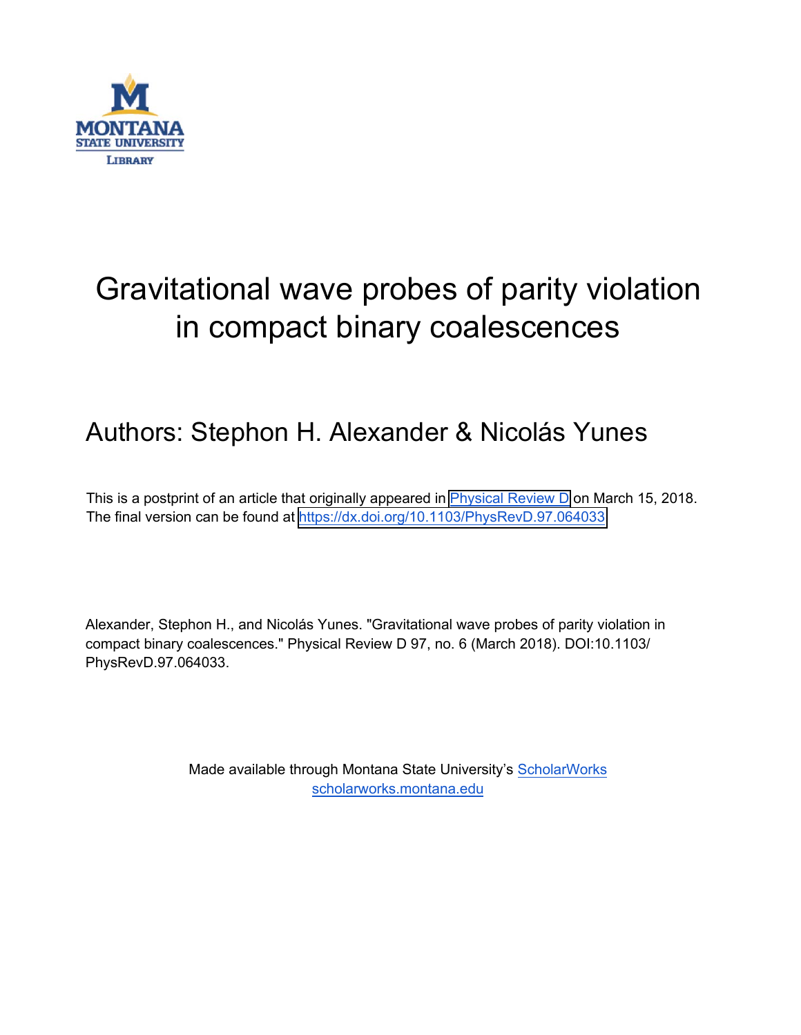# Gravitational wave probes of parity violation in compact binary coalescences

## Authors: Stephon H. Alexander & Nicolás Yunes

This is a postprint of an article that originally appeared in Physical Review D on March 15, 2018. The final version can be found at https://dx.doi.org/10.1103/PhysRevD.97.064033

Alexander, Stephon H., and Nicolás Yunes. "Gravitational wave probes of parity violation in compact binary coalescences." Physical Review D 97, no. 6 (March 2018). DOI:10.1103/PhysRevD.97.064033.

Made available through Montana State University's ScholarWorks
scholarworks.montana.edu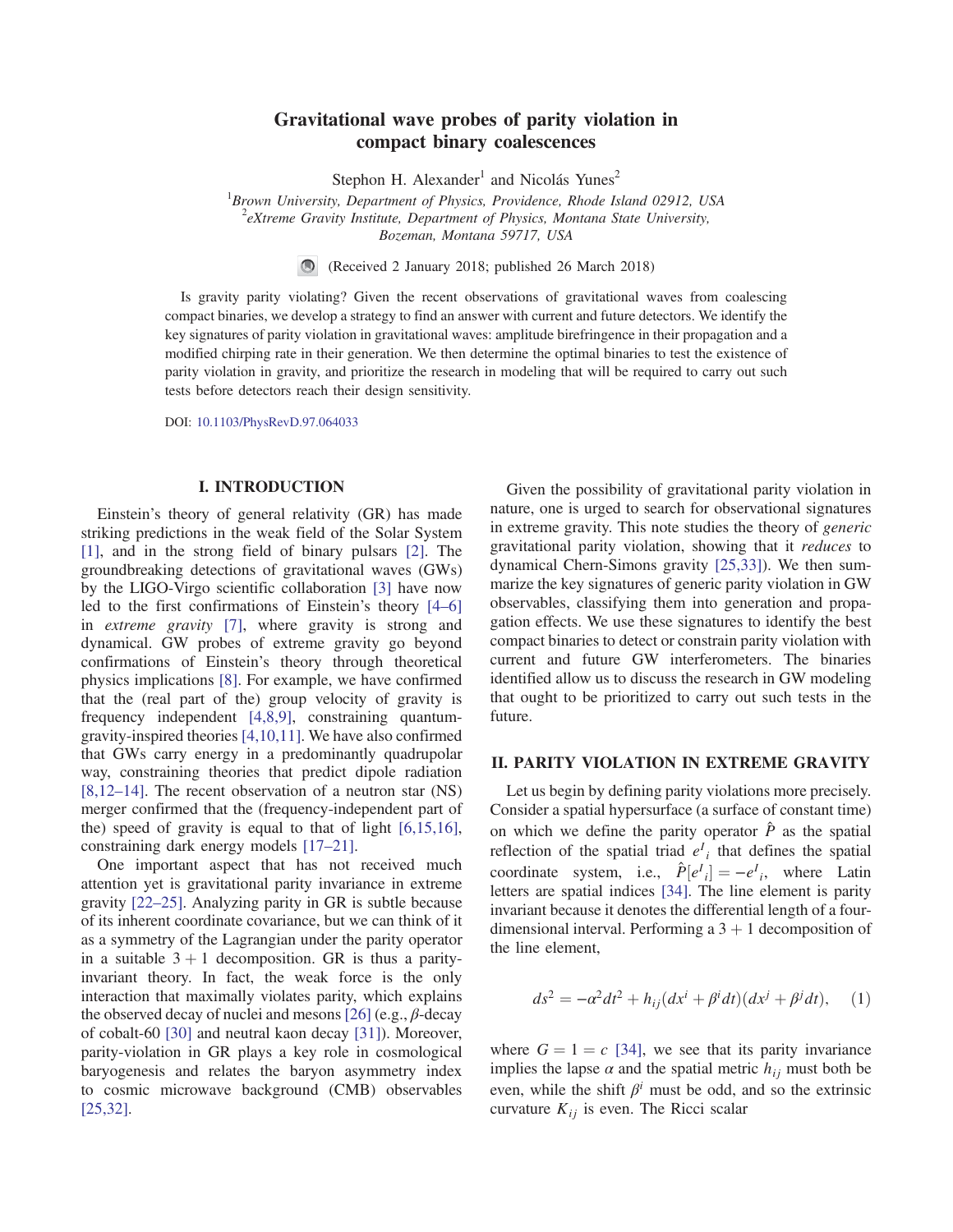# Gravitational wave probes of parity violation in compact binary coalescences

Stephon H. Alexander[1] and Nicolás Yunes[2]

[1]*Brown University, Department of Physics, Providence, Rhode Island 02912, USA*
[2]*eXtreme Gravity Institute, Department of Physics, Montana State University, Bozeman, Montana 59717, USA*

(Received 2 January 2018; published 26 March 2018)

Is gravity parity violating? Given the recent observations of gravitational waves from coalescing compact binaries, we develop a strategy to find an answer with current and future detectors. We identify the key signatures of parity violation in gravitational waves: amplitude birefringence in their propagation and a modified chirping rate in their generation. We then determine the optimal binaries to test the existence of parity violation in gravity, and prioritize the research in modeling that will be required to carry out such tests before detectors reach their design sensitivity.

DOI: 10.1103/PhysRevD.97.064033

## I. INTRODUCTION

Einstein's theory of general relativity (GR) has made striking predictions in the weak field of the Solar System [1], and in the strong field of binary pulsars [2]. The groundbreaking detections of gravitational waves (GWs) by the LIGO-Virgo scientific collaboration [3] have now led to the first confirmations of Einstein's theory [4–6] in *extreme gravity* [7], where gravity is strong and dynamical. GW probes of extreme gravity go beyond confirmations of Einstein's theory through theoretical physics implications [8]. For example, we have confirmed that the (real part of the) group velocity of gravity is frequency independent [4,8,9], constraining quantum-gravity-inspired theories [4,10,11]. We have also confirmed that GWs carry energy in a predominantly quadrupolar way, constraining theories that predict dipole radiation [8,12–14]. The recent observation of a neutron star (NS) merger confirmed that the (frequency-independent part of the) speed of gravity is equal to that of light [6,15,16], constraining dark energy models [17–21].

One important aspect that has not received much attention yet is gravitational parity invariance in extreme gravity [22–25]. Analyzing parity in GR is subtle because of its inherent coordinate covariance, but we can think of it as a symmetry of the Lagrangian under the parity operator in a suitable $3+1$ decomposition. GR is thus a parity-invariant theory. In fact, the weak force is the only interaction that maximally violates parity, which explains the observed decay of nuclei and mesons [26] (e.g., $\beta$-decay of cobalt-60 [30] and neutral kaon decay [31]). Moreover, parity-violation in GR plays a key role in cosmological baryogenesis and relates the baryon asymmetry index to cosmic microwave background (CMB) observables [25,32].

Given the possibility of gravitational parity violation in nature, one is urged to search for observational signatures in extreme gravity. This note studies the theory of *generic* gravitational parity violation, showing that it *reduces* to dynamical Chern-Simons gravity [25,33]). We then summarize the key signatures of generic parity violation in GW observables, classifying them into generation and propagation effects. We use these signatures to identify the best compact binaries to detect or constrain parity violation with current and future GW interferometers. The binaries identified allow us to discuss the research in GW modeling that ought to be prioritized to carry out such tests in the future.

## II. PARITY VIOLATION IN EXTREME GRAVITY

Let us begin by defining parity violations more precisely. Consider a spatial hypersurface (a surface of constant time) on which we define the parity operator $\hat{P}$ as the spatial reflection of the spatial triad $e^I{}_i$ that defines the spatial coordinate system, i.e., $\hat{P}[e^I{}_i] = -e^I{}_i$, where Latin letters are spatial indices [34]. The line element is parity invariant because it denotes the differential length of a four-dimensional interval. Performing a $3+1$ decomposition of the line element,

$$ds^2 = -\alpha^2 dt^2 + h_{ij}(dx^i + \beta^i dt)(dx^j + \beta^j dt), \quad (1)$$

where $G = 1 = c$ [34], we see that its parity invariance implies the lapse $\alpha$ and the spatial metric $h_{ij}$ must both be even, while the shift $\beta^i$ must be odd, and so the extrinsic curvature $K_{ij}$ is even. The Ricci scalar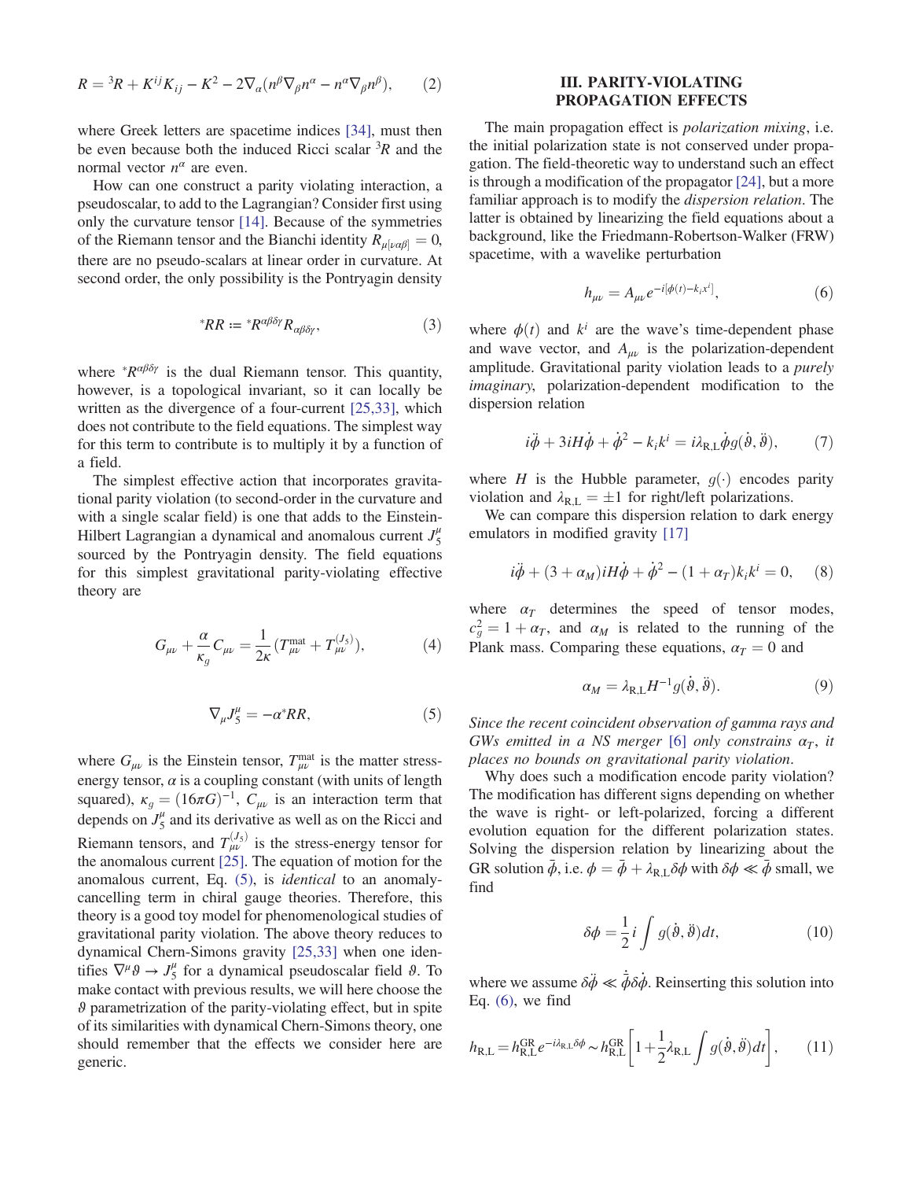$$R = {}^3R + K^{ij}K_{ij} - K^2 - 2\nabla_\alpha(n^\beta \nabla_\beta n^\alpha - n^\alpha \nabla_\beta n^\beta), \qquad (2)$$

where Greek letters are spacetime indices [34], must then be even because both the induced Ricci scalar ${}^3R$ and the normal vector $n^\alpha$ are even.

How can one construct a parity violating interaction, a pseudoscalar, to add to the Lagrangian? Consider first using only the curvature tensor [14]. Because of the symmetries of the Riemann tensor and the Bianchi identity $R_{\mu[\nu\alpha\beta]} = 0$, there are no pseudo-scalars at linear order in curvature. At second order, the only possibility is the Pontryagin density

$$^*RR := {}^*R^{\alpha\beta\delta\gamma}R_{\alpha\beta\delta\gamma}, \qquad (3)$$

where ${}^*R^{\alpha\beta\delta\gamma}$ is the dual Riemann tensor. This quantity, however, is a topological invariant, so it can locally be written as the divergence of a four-current [25,33], which does not contribute to the field equations. The simplest way for this term to contribute is to multiply it by a function of a field.

The simplest effective action that incorporates gravitational parity violation (to second-order in the curvature and with a single scalar field) is one that adds to the Einstein-Hilbert Lagrangian a dynamical and anomalous current $J_5^\mu$ sourced by the Pontryagin density. The field equations for this simplest gravitational parity-violating effective theory are

$$G_{\mu\nu} + \frac{\alpha}{\kappa_g} C_{\mu\nu} = \frac{1}{2\kappa}(T^{\text{mat}}_{\mu\nu} + T^{(J_5)}_{\mu\nu}), \qquad (4)$$

$$\nabla_\mu J_5^\mu = -\alpha {}^*RR, \qquad (5)$$

where $G_{\mu\nu}$ is the Einstein tensor, $T^{\text{mat}}_{\mu\nu}$ is the matter stress-energy tensor, $\alpha$ is a coupling constant (with units of length squared), $\kappa_g = (16\pi G)^{-1}$, $C_{\mu\nu}$ is an interaction term that depends on $J_5^\mu$ and its derivative as well as on the Ricci and Riemann tensors, and $T^{(J_5)}_{\mu\nu}$ is the stress-energy tensor for the anomalous current [25]. The equation of motion for the anomalous current, Eq. (5), is *identical* to an anomaly-cancelling term in chiral gauge theories. Therefore, this theory is a good toy model for phenomenological studies of gravitational parity violation. The above theory reduces to dynamical Chern-Simons gravity [25,33] when one identifies $\nabla^\mu \vartheta \to J_5^\mu$ for a dynamical pseudoscalar field $\vartheta$. To make contact with previous results, we will here choose the $\vartheta$ parametrization of the parity-violating effect, but in spite of its similarities with dynamical Chern-Simons theory, one should remember that the effects we consider here are generic.

## III. PARITY-VIOLATING PROPAGATION EFFECTS

The main propagation effect is *polarization mixing*, i.e. the initial polarization state is not conserved under propagation. The field-theoretic way to understand such an effect is through a modification of the propagator [24], but a more familiar approach is to modify the *dispersion relation*. The latter is obtained by linearizing the field equations about a background, like the Friedmann-Robertson-Walker (FRW) spacetime, with a wavelike perturbation

$$h_{\mu\nu} = A_{\mu\nu} e^{-i[\phi(t) - k_i x^i]}, \qquad (6)$$

where $\phi(t)$ and $k^i$ are the wave's time-dependent phase and wave vector, and $A_{\mu\nu}$ is the polarization-dependent amplitude. Gravitational parity violation leads to a *purely imaginary*, polarization-dependent modification to the dispersion relation

$$i\ddot{\phi} + 3iH\dot{\phi} + \dot{\phi}^2 - k_i k^i = i\lambda_{\text{R,L}}\dot{\phi} g(\dot{\vartheta}, \ddot{\vartheta}), \qquad (7)$$

where $H$ is the Hubble parameter, $g(\cdot)$ encodes parity violation and $\lambda_{\text{R,L}} = \pm 1$ for right/left polarizations.

We can compare this dispersion relation to dark energy emulators in modified gravity [17]

$$i\ddot{\phi} + (3 + \alpha_M)iH\dot{\phi} + \dot{\phi}^2 - (1 + \alpha_T)k_i k^i = 0, \qquad (8)$$

where $\alpha_T$ determines the speed of tensor modes, $c_g^2 = 1 + \alpha_T$, and $\alpha_M$ is related to the running of the Plank mass. Comparing these equations, $\alpha_T = 0$ and

$$\alpha_M = \lambda_{\text{R,L}} H^{-1} g(\dot{\vartheta}, \ddot{\vartheta}). \qquad (9)$$

*Since the recent coincident observation of gamma rays and GWs emitted in a NS merger* [6] *only constrains $\alpha_T$, it places no bounds on gravitational parity violation.*

Why does such a modification encode parity violation? The modification has different signs depending on whether the wave is right- or left-polarized, forcing a different evolution equation for the different polarization states. Solving the dispersion relation by linearizing about the GR solution $\bar{\phi}$, i.e. $\phi = \bar{\phi} + \lambda_{\text{R,L}}\delta\phi$ with $\delta\phi \ll \bar{\phi}$ small, we find

$$\delta\phi = \frac{1}{2} i \int g(\dot{\vartheta}, \ddot{\vartheta}) dt, \qquad (10)$$

where we assume $\delta\ddot{\phi} \ll \dot{\bar{\phi}}\delta\dot{\phi}$. Reinserting this solution into Eq. (6), we find

$$h_{\text{R,L}} = h^{\text{GR}}_{\text{R,L}} e^{-i\lambda_{\text{R,L}}\delta\phi} \sim h^{\text{GR}}_{\text{R,L}}\left[1 + \frac{1}{2}\lambda_{\text{R,L}} \int g(\dot{\vartheta}, \ddot{\vartheta}) dt\right], \qquad (11)$$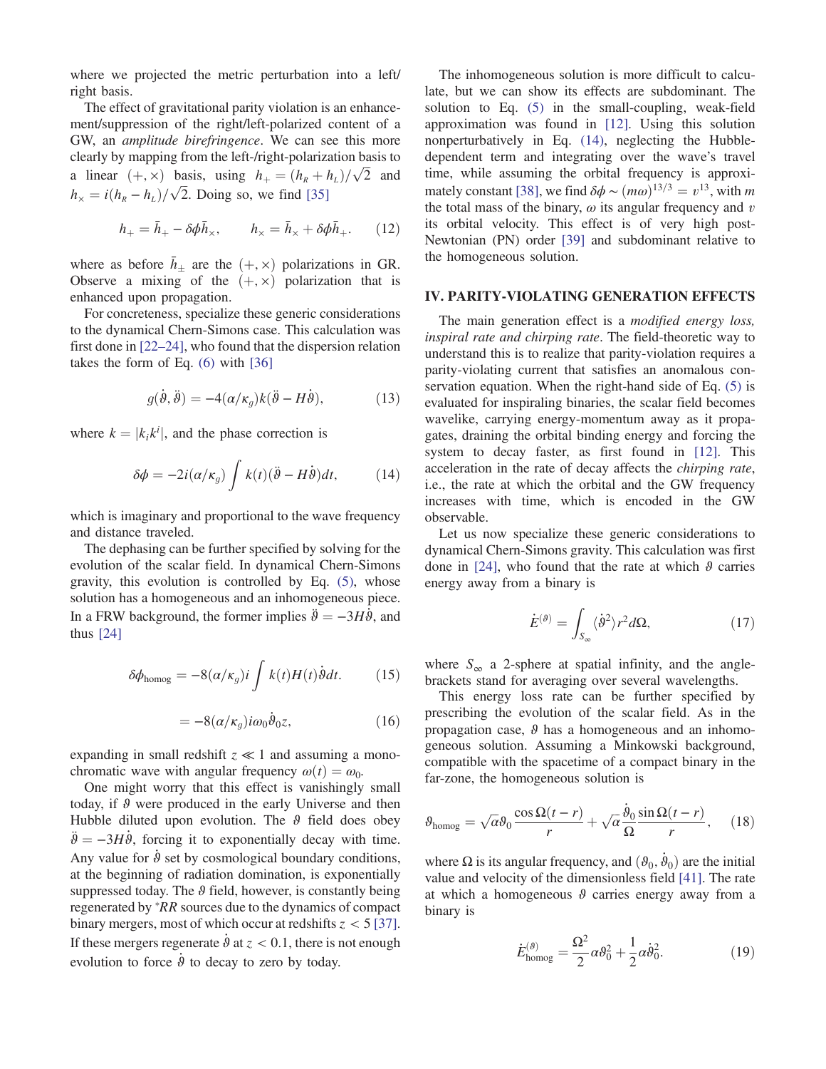where we projected the metric perturbation into a left/right basis.

The effect of gravitational parity violation is an enhancement/suppression of the right/left-polarized content of a GW, an *amplitude birefringence*. We can see this more clearly by mapping from the left-/right-polarization basis to a linear $(+, \times)$ basis, using $h_+ = (h_R + h_L)/\sqrt{2}$ and $h_\times = i(h_R - h_L)/\sqrt{2}$. Doing so, we find [35]

$$h_+ = \bar{h}_+ - \delta\phi \bar{h}_\times, \qquad h_\times = \bar{h}_\times + \delta\phi \bar{h}_+. \tag{12}$$

where as before $\bar{h}_\pm$ are the $(+, \times)$ polarizations in GR. Observe a mixing of the $(+, \times)$ polarization that is enhanced upon propagation.

For concreteness, specialize these generic considerations to the dynamical Chern-Simons case. This calculation was first done in [22–24], who found that the dispersion relation takes the form of Eq. (6) with [36]

$$g(\dot{\vartheta}, \ddot{\vartheta}) = -4(\alpha/\kappa_g)k(\ddot{\vartheta} - H\dot{\vartheta}), \tag{13}$$

where $k = |k_i k^i|$, and the phase correction is

$$\delta\phi = -2i(\alpha/\kappa_g)\int k(t)(\ddot{\vartheta} - H\dot{\vartheta})dt, \tag{14}$$

which is imaginary and proportional to the wave frequency and distance traveled.

The dephasing can be further specified by solving for the evolution of the scalar field. In dynamical Chern-Simons gravity, this evolution is controlled by Eq. (5), whose solution has a homogeneous and an inhomogeneous piece. In a FRW background, the former implies $\ddot{\vartheta} = -3H\dot{\vartheta}$, and thus [24]

$$\delta\phi_{\text{homog}} = -8(\alpha/\kappa_g)i\int k(t)H(t)\dot{\vartheta}dt. \tag{15}$$

$$= -8(\alpha/\kappa_g)i\omega_0\dot{\vartheta}_0 z, \tag{16}$$

expanding in small redshift $z \ll 1$ and assuming a monochromatic wave with angular frequency $\omega(t) = \omega_0$.

One might worry that this effect is vanishingly small today, if $\vartheta$ were produced in the early Universe and then Hubble diluted upon evolution. The $\vartheta$ field does obey $\ddot{\vartheta} = -3H\dot{\vartheta}$, forcing it to exponentially decay with time. Any value for $\dot{\vartheta}$ set by cosmological boundary conditions, at the beginning of radiation domination, is exponentially suppressed today. The $\vartheta$ field, however, is constantly being regenerated by ${}^*RR$ sources due to the dynamics of compact binary mergers, most of which occur at redshifts $z < 5$ [37]. If these mergers regenerate $\dot{\vartheta}$ at $z < 0.1$, there is not enough evolution to force $\dot{\vartheta}$ to decay to zero by today.

The inhomogeneous solution is more difficult to calculate, but we can show its effects are subdominant. The solution to Eq. (5) in the small-coupling, weak-field approximation was found in [12]. Using this solution nonperturbatively in Eq. (14), neglecting the Hubble-dependent term and integrating over the wave's travel time, while assuming the orbital frequency is approximately constant [38], we find $\delta\phi \sim (m\omega)^{13/3} = v^{13}$, with $m$ the total mass of the binary, $\omega$ its angular frequency and $v$ its orbital velocity. This effect is of very high post-Newtonian (PN) order [39] and subdominant relative to the homogeneous solution.

## IV. PARITY-VIOLATING GENERATION EFFECTS

The main generation effect is a *modified energy loss, inspiral rate and chirping rate*. The field-theoretic way to understand this is to realize that parity-violation requires a parity-violating current that satisfies an anomalous conservation equation. When the right-hand side of Eq. (5) is evaluated for inspiraling binaries, the scalar field becomes wavelike, carrying energy-momentum away as it propagates, draining the orbital binding energy and forcing the system to decay faster, as first found in [12]. This acceleration in the rate of decay affects the *chirping rate*, i.e., the rate at which the orbital and the GW frequency increases with time, which is encoded in the GW observable.

Let us now specialize these generic considerations to dynamical Chern-Simons gravity. This calculation was first done in [24], who found that the rate at which $\vartheta$ carries energy away from a binary is

$$\dot{E}^{(\vartheta)} = \int_{S_\infty} \langle \dot{\vartheta}^2 \rangle r^2 d\Omega, \tag{17}$$

where $S_\infty$ a 2-sphere at spatial infinity, and the angle-brackets stand for averaging over several wavelengths.

This energy loss rate can be further specified by prescribing the evolution of the scalar field. As in the propagation case, $\vartheta$ has a homogeneous and an inhomogeneous solution. Assuming a Minkowski background, compatible with the spacetime of a compact binary in the far-zone, the homogeneous solution is

$$\vartheta_{\text{homog}} = \sqrt{\alpha}\vartheta_0 \frac{\cos\Omega(t-r)}{r} + \sqrt{\alpha}\frac{\dot{\vartheta}_0}{\Omega}\frac{\sin\Omega(t-r)}{r}, \tag{18}$$

where $\Omega$ is its angular frequency, and $(\vartheta_0, \dot{\vartheta}_0)$ are the initial value and velocity of the dimensionless field [41]. The rate at which a homogeneous $\vartheta$ carries energy away from a binary is

$$\dot{E}^{(\vartheta)}_{\text{homog}} = \frac{\Omega^2}{2}\alpha\vartheta_0^2 + \frac{1}{2}\alpha\dot{\vartheta}_0^2. \tag{19}$$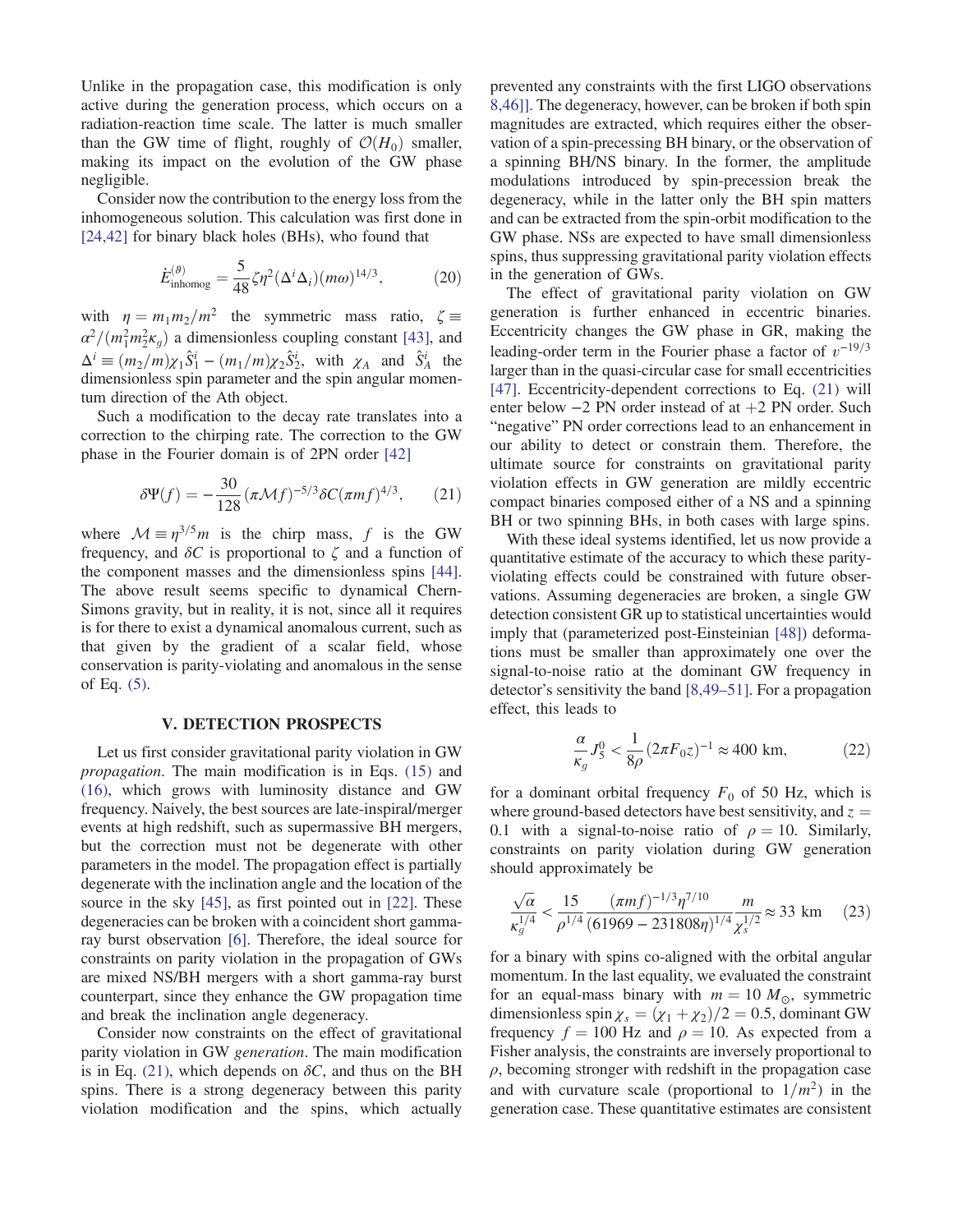Unlike in the propagation case, this modification is only active during the generation process, which occurs on a radiation-reaction time scale. The latter is much smaller than the GW time of flight, roughly of $\mathcal{O}(H_0)$ smaller, making its impact on the evolution of the GW phase negligible.

Consider now the contribution to the energy loss from the inhomogeneous solution. This calculation was first done in [24,42] for binary black holes (BHs), who found that

$$\dot{E}^{(\vartheta)}_{\rm inhomog} = \frac{5}{48}\zeta\eta^2(\Delta^i\Delta_i)(m\omega)^{14/3}, \tag{20}$$

with $\eta = m_1 m_2/m^2$ the symmetric mass ratio, $\zeta \equiv \alpha^2/(m_1^2 m_2^2 \kappa_g)$ a dimensionless coupling constant [43], and $\Delta^i \equiv (m_2/m)\chi_1 \hat{S}_1^i - (m_1/m)\chi_2 \hat{S}_2^i$, with $\chi_A$ and $\hat{S}_A^i$ the dimensionless spin parameter and the spin angular momentum direction of the Ath object.

Such a modification to the decay rate translates into a correction to the chirping rate. The correction to the GW phase in the Fourier domain is of 2PN order [42]

$$\delta\Psi(f) = -\frac{30}{128}(\pi\mathcal{M}f)^{-5/3}\delta C(\pi m f)^{4/3}, \tag{21}$$

where $\mathcal{M} \equiv \eta^{3/5} m$ is the chirp mass, $f$ is the GW frequency, and $\delta C$ is proportional to $\zeta$ and a function of the component masses and the dimensionless spins [44]. The above result seems specific to dynamical Chern-Simons gravity, but in reality, it is not, since all it requires is for there to exist a dynamical anomalous current, such as that given by the gradient of a scalar field, whose conservation is parity-violating and anomalous in the sense of Eq. (5).

## V. DETECTION PROSPECTS

Let us first consider gravitational parity violation in GW *propagation*. The main modification is in Eqs. (15) and (16), which grows with luminosity distance and GW frequency. Naively, the best sources are late-inspiral/merger events at high redshift, such as supermassive BH mergers, but the correction must not be degenerate with other parameters in the model. The propagation effect is partially degenerate with the inclination angle and the location of the source in the sky [45], as first pointed out in [22]. These degeneracies can be broken with a coincident short gamma-ray burst observation [6]. Therefore, the ideal source for constraints on parity violation in the propagation of GWs are mixed NS/BH mergers with a short gamma-ray burst counterpart, since they enhance the GW propagation time and break the inclination angle degeneracy.

Consider now constraints on the effect of gravitational parity violation in GW *generation*. The main modification is in Eq. (21), which depends on $\delta C$, and thus on the BH spins. There is a strong degeneracy between this parity violation modification and the spins, which actually prevented any constraints with the first LIGO observations 8,46]]. The degeneracy, however, can be broken if both spin magnitudes are extracted, which requires either the observation of a spin-precessing BH binary, or the observation of a spinning BH/NS binary. In the former, the amplitude modulations introduced by spin-precession break the degeneracy, while in the latter only the BH spin matters and can be extracted from the spin-orbit modification to the GW phase. NSs are expected to have small dimensionless spins, thus suppressing gravitational parity violation effects in the generation of GWs.

The effect of gravitational parity violation on GW generation is further enhanced in eccentric binaries. Eccentricity changes the GW phase in GR, making the leading-order term in the Fourier phase a factor of $v^{-19/3}$ larger than in the quasi-circular case for small eccentricities [47]. Eccentricity-dependent corrections to Eq. (21) will enter below $-2$ PN order instead of at $+2$ PN order. Such "negative" PN order corrections lead to an enhancement in our ability to detect or constrain them. Therefore, the ultimate source for constraints on gravitational parity violation effects in GW generation are mildly eccentric compact binaries composed either of a NS and a spinning BH or two spinning BHs, in both cases with large spins.

With these ideal systems identified, let us now provide a quantitative estimate of the accuracy to which these parity-violating effects could be constrained with future observations. Assuming degeneracies are broken, a single GW detection consistent GR up to statistical uncertainties would imply that (parameterized post-Einsteinian [48]) deformations must be smaller than approximately one over the signal-to-noise ratio at the dominant GW frequency in detector's sensitivity the band [8,49–51]. For a propagation effect, this leads to

$$\frac{\alpha}{\kappa_g} J_5^0 < \frac{1}{8\rho}(2\pi F_0 z)^{-1} \approx 400 \text{ km}, \tag{22}$$

for a dominant orbital frequency $F_0$ of 50 Hz, which is where ground-based detectors have best sensitivity, and $z = 0.1$ with a signal-to-noise ratio of $\rho = 10$. Similarly, constraints on parity violation during GW generation should approximately be

$$\frac{\sqrt{\alpha}}{\kappa_g^{1/4}} < \frac{15}{\rho^{1/4}} \frac{(\pi m f)^{-1/3}\eta^{7/10}}{(61969 - 231808\eta)^{1/4}} \frac{m}{\chi_s^{1/2}} \approx 33 \text{ km} \tag{23}$$

for a binary with spins co-aligned with the orbital angular momentum. In the last equality, we evaluated the constraint for an equal-mass binary with $m = 10\,M_\odot$, symmetric dimensionless spin $\chi_s = (\chi_1 + \chi_2)/2 = 0.5$, dominant GW frequency $f = 100$ Hz and $\rho = 10$. As expected from a Fisher analysis, the constraints are inversely proportional to $\rho$, becoming stronger with redshift in the propagation case and with curvature scale (proportional to $1/m^2$) in the generation case. These quantitative estimates are consistent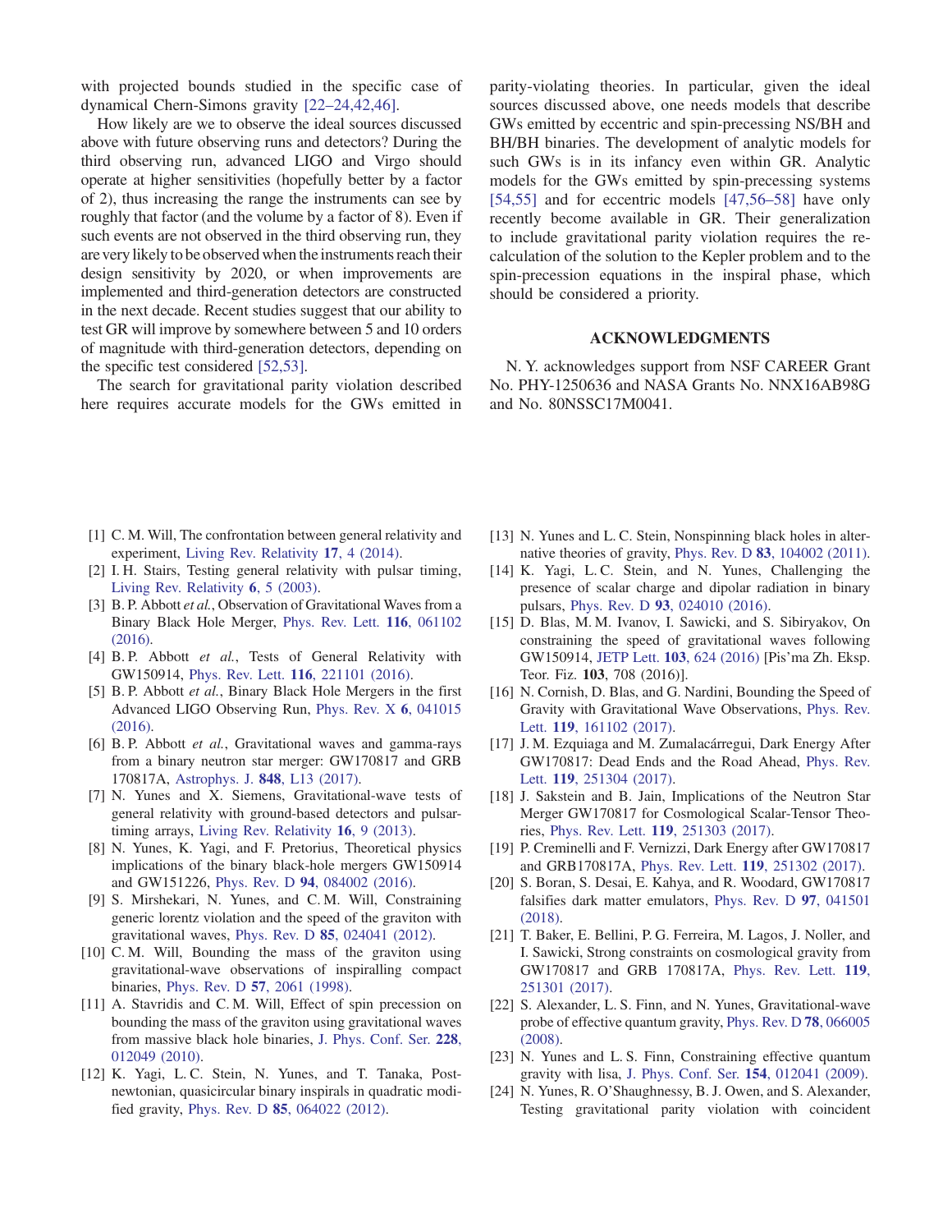with projected bounds studied in the specific case of dynamical Chern-Simons gravity [22–24,42,46].

How likely are we to observe the ideal sources discussed above with future observing runs and detectors? During the third observing run, advanced LIGO and Virgo should operate at higher sensitivities (hopefully better by a factor of 2), thus increasing the range the instruments can see by roughly that factor (and the volume by a factor of 8). Even if such events are not observed in the third observing run, they are very likely to be observed when the instruments reach their design sensitivity by 2020, or when improvements are implemented and third-generation detectors are constructed in the next decade. Recent studies suggest that our ability to test GR will improve by somewhere between 5 and 10 orders of magnitude with third-generation detectors, depending on the specific test considered [52,53].

The search for gravitational parity violation described here requires accurate models for the GWs emitted in parity-violating theories. In particular, given the ideal sources discussed above, one needs models that describe GWs emitted by eccentric and spin-precessing NS/BH and BH/BH binaries. The development of analytic models for such GWs is in its infancy even within GR. Analytic models for the GWs emitted by spin-precessing systems [54,55] and for eccentric models [47,56–58] have only recently become available in GR. Their generalization to include gravitational parity violation requires the re-calculation of the solution to the Kepler problem and to the spin-precession equations in the inspiral phase, which should be considered a priority.

## ACKNOWLEDGMENTS

N. Y. acknowledges support from NSF CAREER Grant No. PHY-1250636 and NASA Grants No. NNX16AB98G and No. 80NSSC17M0041.

- [1] C. M. Will, The confrontation between general relativity and experiment, Living Rev. Relativity **17**, 4 (2014).
- [2] I. H. Stairs, Testing general relativity with pulsar timing, Living Rev. Relativity **6**, 5 (2003).
- [3] B. P. Abbott *et al.*, Observation of Gravitational Waves from a Binary Black Hole Merger, Phys. Rev. Lett. **116**, 061102 (2016).
- [4] B. P. Abbott *et al.*, Tests of General Relativity with GW150914, Phys. Rev. Lett. **116**, 221101 (2016).
- [5] B. P. Abbott *et al.*, Binary Black Hole Mergers in the first Advanced LIGO Observing Run, Phys. Rev. X **6**, 041015 (2016).
- [6] B. P. Abbott *et al.*, Gravitational waves and gamma-rays from a binary neutron star merger: GW170817 and GRB 170817A, Astrophys. J. **848**, L13 (2017).
- [7] N. Yunes and X. Siemens, Gravitational-wave tests of general relativity with ground-based detectors and pulsar-timing arrays, Living Rev. Relativity **16**, 9 (2013).
- [8] N. Yunes, K. Yagi, and F. Pretorius, Theoretical physics implications of the binary black-hole mergers GW150914 and GW151226, Phys. Rev. D **94**, 084002 (2016).
- [9] S. Mirshekari, N. Yunes, and C. M. Will, Constraining generic lorentz violation and the speed of the graviton with gravitational waves, Phys. Rev. D **85**, 024041 (2012).
- [10] C. M. Will, Bounding the mass of the graviton using gravitational-wave observations of inspiralling compact binaries, Phys. Rev. D **57**, 2061 (1998).
- [11] A. Stavridis and C. M. Will, Effect of spin precession on bounding the mass of the graviton using gravitational waves from massive black hole binaries, J. Phys. Conf. Ser. **228**, 012049 (2010).
- [12] K. Yagi, L. C. Stein, N. Yunes, and T. Tanaka, Post-newtonian, quasicircular binary inspirals in quadratic modified gravity, Phys. Rev. D **85**, 064022 (2012).
- [13] N. Yunes and L. C. Stein, Nonspinning black holes in alternative theories of gravity, Phys. Rev. D **83**, 104002 (2011).
- [14] K. Yagi, L. C. Stein, and N. Yunes, Challenging the presence of scalar charge and dipolar radiation in binary pulsars, Phys. Rev. D **93**, 024010 (2016).
- [15] D. Blas, M. M. Ivanov, I. Sawicki, and S. Sibiryakov, On constraining the speed of gravitational waves following GW150914, JETP Lett. **103**, 624 (2016) [Pis'ma Zh. Eksp. Teor. Fiz. **103**, 708 (2016)].
- [16] N. Cornish, D. Blas, and G. Nardini, Bounding the Speed of Gravity with Gravitational Wave Observations, Phys. Rev. Lett. **119**, 161102 (2017).
- [17] J. M. Ezquiaga and M. Zumalacárregui, Dark Energy After GW170817: Dead Ends and the Road Ahead, Phys. Rev. Lett. **119**, 251304 (2017).
- [18] J. Sakstein and B. Jain, Implications of the Neutron Star Merger GW170817 for Cosmological Scalar-Tensor Theories, Phys. Rev. Lett. **119**, 251303 (2017).
- [19] P. Creminelli and F. Vernizzi, Dark Energy after GW170817 and GRB170817A, Phys. Rev. Lett. **119**, 251302 (2017).
- [20] S. Boran, S. Desai, E. Kahya, and R. Woodard, GW170817 falsifies dark matter emulators, Phys. Rev. D **97**, 041501 (2018).
- [21] T. Baker, E. Bellini, P. G. Ferreira, M. Lagos, J. Noller, and I. Sawicki, Strong constraints on cosmological gravity from GW170817 and GRB 170817A, Phys. Rev. Lett. **119**, 251301 (2017).
- [22] S. Alexander, L. S. Finn, and N. Yunes, Gravitational-wave probe of effective quantum gravity, Phys. Rev. D **78**, 066005 (2008).
- [23] N. Yunes and L. S. Finn, Constraining effective quantum gravity with lisa, J. Phys. Conf. Ser. **154**, 012041 (2009).
- [24] N. Yunes, R. O'Shaughnessy, B. J. Owen, and S. Alexander, Testing gravitational parity violation with coincident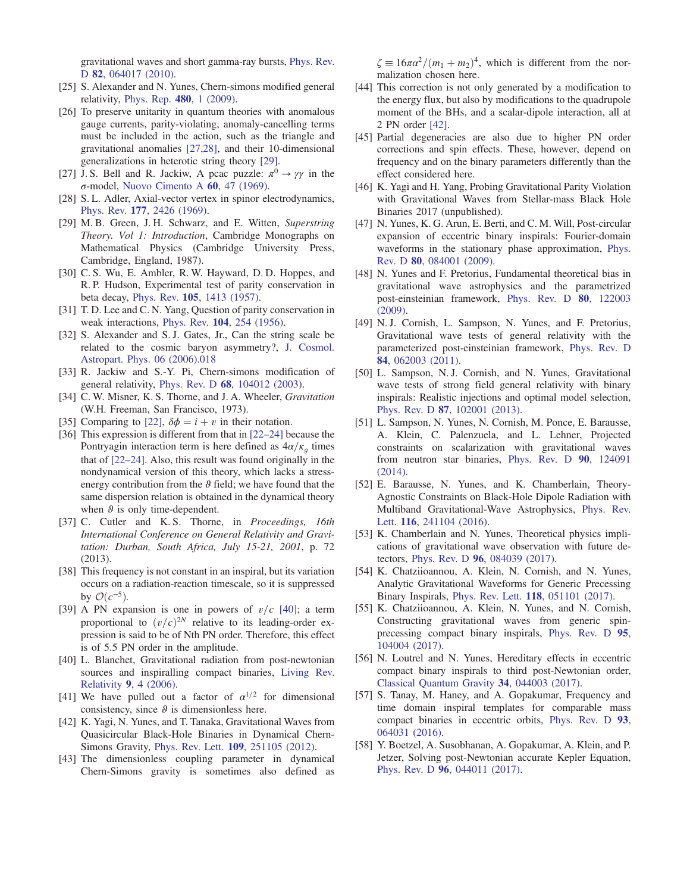gravitational waves and short gamma-ray bursts, Phys. Rev. D **82**, 064017 (2010).

[25] S. Alexander and N. Yunes, Chern-simons modified general relativity, Phys. Rep. **480**, 1 (2009).

[26] To preserve unitarity in quantum theories with anomalous gauge currents, parity-violating, anomaly-cancelling terms must be included in the action, such as the triangle and gravitational anomalies [27,28], and their 10-dimensional generalizations in heterotic string theory [29].

[27] J. S. Bell and R. Jackiw, A pcac puzzle: $\pi^0 \to \gamma\gamma$ in the $\sigma$-model, Nuovo Cimento A **60**, 47 (1969).

[28] S. L. Adler, Axial-vector vertex in spinor electrodynamics, Phys. Rev. **177**, 2426 (1969).

[29] M. B. Green, J. H. Schwarz, and E. Witten, *Superstring Theory. Vol 1: Introduction*, Cambridge Monographs on Mathematical Physics (Cambridge University Press, Cambridge, England, 1987).

[30] C. S. Wu, E. Ambler, R. W. Hayward, D. D. Hoppes, and R. P. Hudson, Experimental test of parity conservation in beta decay, Phys. Rev. **105**, 1413 (1957).

[31] T. D. Lee and C. N. Yang, Question of parity conservation in weak interactions, Phys. Rev. **104**, 254 (1956).

[32] S. Alexander and S. J. Gates, Jr., Can the string scale be related to the cosmic baryon asymmetry?, J. Cosmol. Astropart. Phys. 06 (2006).018

[33] R. Jackiw and S.-Y. Pi, Chern-simons modification of general relativity, Phys. Rev. D **68**, 104012 (2003).

[34] C. W. Misner, K. S. Thorne, and J. A. Wheeler, *Gravitation* (W.H. Freeman, San Francisco, 1973).

[35] Comparing to [22], $\delta\phi = i + v$ in their notation.

[36] This expression is different from that in [22–24] because the Pontryagin interaction term is here defined as $4\alpha/\kappa_g$ times that of [22–24]. Also, this result was found originally in the nondynamical version of this theory, which lacks a stress-energy contribution from the $\vartheta$ field; we have found that the same dispersion relation is obtained in the dynamical theory when $\vartheta$ is only time-dependent.

[37] C. Cutler and K. S. Thorne, in *Proceedings, 16th International Conference on General Relativity and Gravitation: Durban, South Africa, July 15-21, 2001*, p. 72 (2013).

[38] This frequency is not constant in an inspiral, but its variation occurs on a radiation-reaction timescale, so it is suppressed by $\mathcal{O}(c^{-5})$.

[39] A PN expansion is one in powers of $v/c$ [40]; a term proportional to $(v/c)^{2N}$ relative to its leading-order expression is said to be of Nth PN order. Therefore, this effect is of 5.5 PN order in the amplitude.

[40] L. Blanchet, Gravitational radiation from post-newtonian sources and inspiralling compact binaries, Living Rev. Relativity **9**, 4 (2006).

[41] We have pulled out a factor of $\alpha^{1/2}$ for dimensional consistency, since $\vartheta$ is dimensionless here.

[42] K. Yagi, N. Yunes, and T. Tanaka, Gravitational Waves from Quasicircular Black-Hole Binaries in Dynamical Chern-Simons Gravity, Phys. Rev. Lett. **109**, 251105 (2012).

[43] The dimensionless coupling parameter in dynamical Chern-Simons gravity is sometimes also defined as $\zeta \equiv 16\pi\alpha^2/(m_1 + m_2)^4$, which is different from the normalization chosen here.

[44] This correction is not only generated by a modification to the energy flux, but also by modifications to the quadrupole moment of the BHs, and a scalar-dipole interaction, all at 2 PN order [42].

[45] Partial degeneracies are also due to higher PN order corrections and spin effects. These, however, depend on frequency and on the binary parameters differently than the effect considered here.

[46] K. Yagi and H. Yang, Probing Gravitational Parity Violation with Gravitational Waves from Stellar-mass Black Hole Binaries 2017 (unpublished).

[47] N. Yunes, K. G. Arun, E. Berti, and C. M. Will, Post-circular expansion of eccentric binary inspirals: Fourier-domain waveforms in the stationary phase approximation, Phys. Rev. D **80**, 084001 (2009).

[48] N. Yunes and F. Pretorius, Fundamental theoretical bias in gravitational wave astrophysics and the parametrized post-einsteinian framework, Phys. Rev. D **80**, 122003 (2009).

[49] N. J. Cornish, L. Sampson, N. Yunes, and F. Pretorius, Gravitational wave tests of general relativity with the parameterized post-einsteinian framework, Phys. Rev. D **84**, 062003 (2011).

[50] L. Sampson, N. J. Cornish, and N. Yunes, Gravitational wave tests of strong field general relativity with binary inspirals: Realistic injections and optimal model selection, Phys. Rev. D **87**, 102001 (2013).

[51] L. Sampson, N. Yunes, N. Cornish, M. Ponce, E. Barausse, A. Klein, C. Palenzuela, and L. Lehner, Projected constraints on scalarization with gravitational waves from neutron star binaries, Phys. Rev. D **90**, 124091 (2014).

[52] E. Barausse, N. Yunes, and K. Chamberlain, Theory-Agnostic Constraints on Black-Hole Dipole Radiation with Multiband Gravitational-Wave Astrophysics, Phys. Rev. Lett. **116**, 241104 (2016).

[53] K. Chamberlain and N. Yunes, Theoretical physics implications of gravitational wave observation with future detectors, Phys. Rev. D **96**, 084039 (2017).

[54] K. Chatziioannou, A. Klein, N. Cornish, and N. Yunes, Analytic Gravitational Waveforms for Generic Precessing Binary Inspirals, Phys. Rev. Lett. **118**, 051101 (2017).

[55] K. Chatziioannou, A. Klein, N. Yunes, and N. Cornish, Constructing gravitational waves from generic spin-precessing compact binary inspirals, Phys. Rev. D **95**, 104004 (2017).

[56] N. Loutrel and N. Yunes, Hereditary effects in eccentric compact binary inspirals to third post-Newtonian order, Classical Quantum Gravity **34**, 044003 (2017).

[57] S. Tanay, M. Haney, and A. Gopakumar, Frequency and time domain inspiral templates for comparable mass compact binaries in eccentric orbits, Phys. Rev. D **93**, 064031 (2016).

[58] Y. Boetzel, A. Susobhanan, A. Gopakumar, A. Klein, and P. Jetzer, Solving post-Newtonian accurate Kepler Equation, Phys. Rev. D **96**, 044011 (2017).